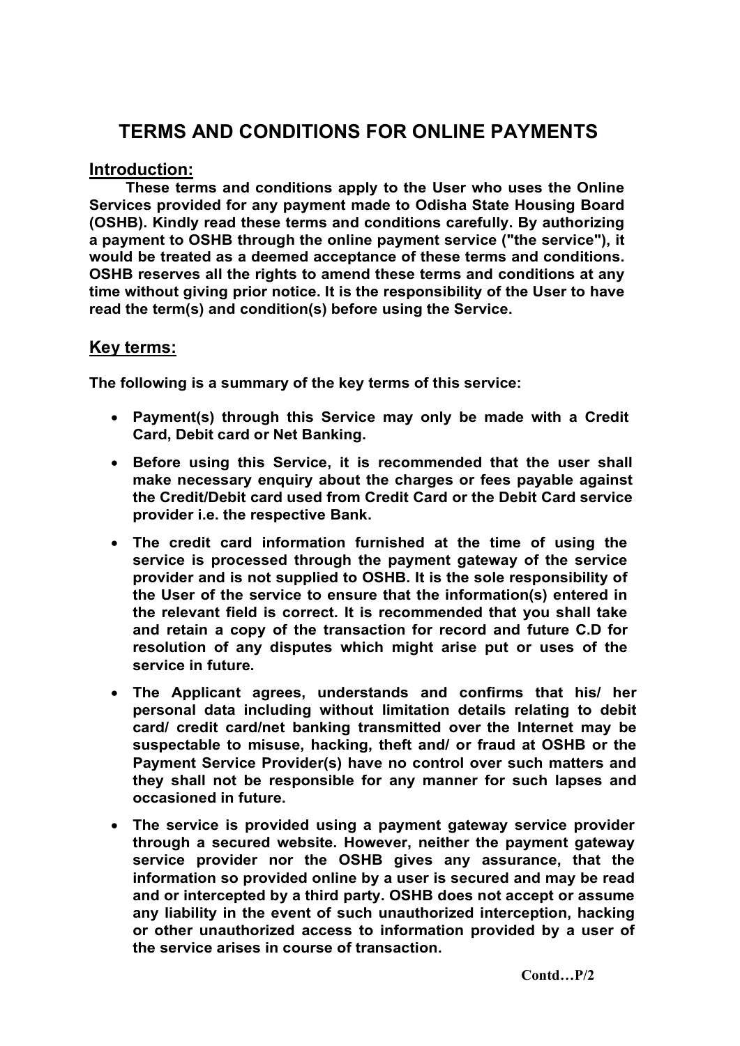# TERMS AND CONDITIONS FOR ONLINE PAYMENTS

## Introduction:

**These terms and conditions apply to the User who uses the Online Services provided for any payment made to Odisha State Housing Board (OSHB). Kindly read these terms and conditions carefully. By authorizing a payment to OSHB through the online payment service ("the service"), it would be treated as a deemed acceptance of these terms and conditions. OSHB reserves all the rights to amend these terms and conditions at any time without giving prior notice. It is the responsibility of the User to have read the term(s) and condition(s) before using the Service.**

## Key terms:

**The following is a summary of the key terms of this service:**

- **Payment(s) through this Service may only be made with a Credit Card, Debit card or Net Banking.**
- **Before using this Service, it is recommended that the user shall make necessary enquiry about the charges or fees payable against the Credit/Debit card used from Credit Card or the Debit Card service provider i.e. the respective Bank.**
- **The credit card information furnished at the time of using the service is processed through the payment gateway of the service provider and is not supplied to OSHB. It is the sole responsibility of the User of the service to ensure that the information(s) entered in the relevant field is correct. It is recommended that you shall take and retain a copy of the transaction for record and future C.D for resolution of any disputes which might arise put or uses of the service in future.**
- **The Applicant agrees, understands and confirms that his/ her personal data including without limitation details relating to debit card/ credit card/net banking transmitted over the Internet may be suspectable to misuse, hacking, theft and/ or fraud at OSHB or the Payment Service Provider(s) have no control over such matters and they shall not be responsible for any manner for such lapses and occasioned in future.**
- **The service is provided using a payment gateway service provider through a secured website. However, neither the payment gateway service provider nor the OSHB gives any assurance, that the information so provided online by a user is secured and may be read and or intercepted by a third party. OSHB does not accept or assume any liability in the event of such unauthorized interception, hacking or other unauthorized access to information provided by a user of the service arises in course of transaction.**

**Contd…P/2**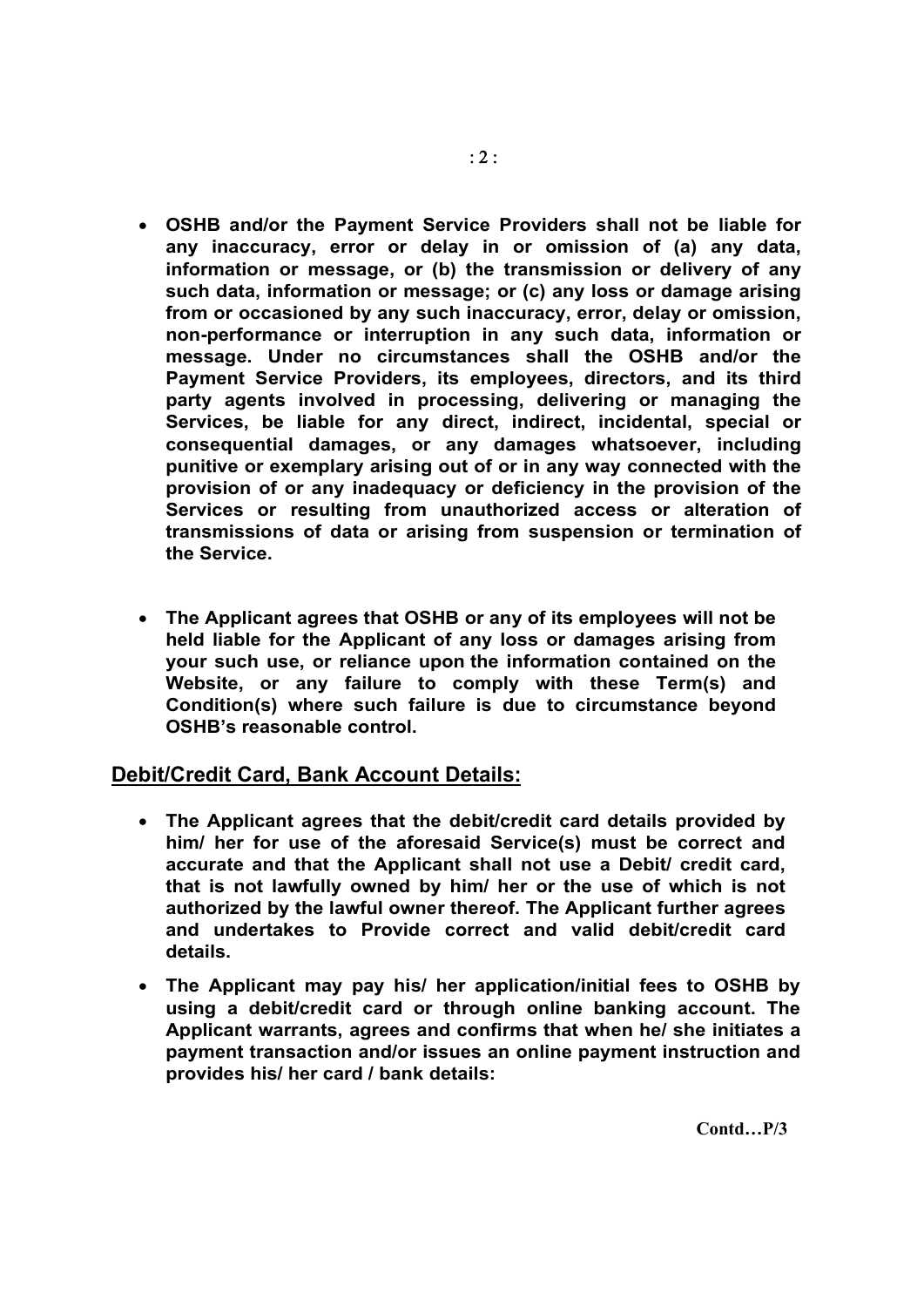- **OSHB and/or the Payment Service Providers shall not be liable for any inaccuracy, error or delay in or omission of (a) any data, information or message, or (b) the transmission or delivery of any such data, information or message; or (c) any loss or damage arising from or occasioned by any such inaccuracy, error, delay or omission, non-performance or interruption in any such data, information or message. Under no circumstances shall the OSHB and/or the Payment Service Providers, its employees, directors, and its third party agents involved in processing, delivering or managing the Services, be liable for any direct, indirect, incidental, special or consequential damages, or any damages whatsoever, including punitive or exemplary arising out of or in any way connected with the provision of or any inadequacy or deficiency in the provision of the Services or resulting from unauthorized access or alteration of transmissions of data or arising from suspension or termination of the Service.**

- **The Applicant agrees that OSHB or any of its employees will not be held liable for the Applicant of any loss or damages arising from your such use, or reliance upon the information contained on the Website, or any failure to comply with these Term(s) and Condition(s) where such failure is due to circumstance beyond OSHB's reasonable control.**

## Debit/Credit Card, Bank Account Details:

- **The Applicant agrees that the debit/credit card details provided by him/ her for use of the aforesaid Service(s) must be correct and accurate and that the Applicant shall not use a Debit/ credit card, that is not lawfully owned by him/ her or the use of which is not authorized by the lawful owner thereof. The Applicant further agrees and undertakes to Provide correct and valid debit/credit card details.**

- **The Applicant may pay his/ her application/initial fees to OSHB by using a debit/credit card or through online banking account. The Applicant warrants, agrees and confirms that when he/ she initiates a payment transaction and/or issues an online payment instruction and provides his/ her card / bank details:**

**Contd…P/3**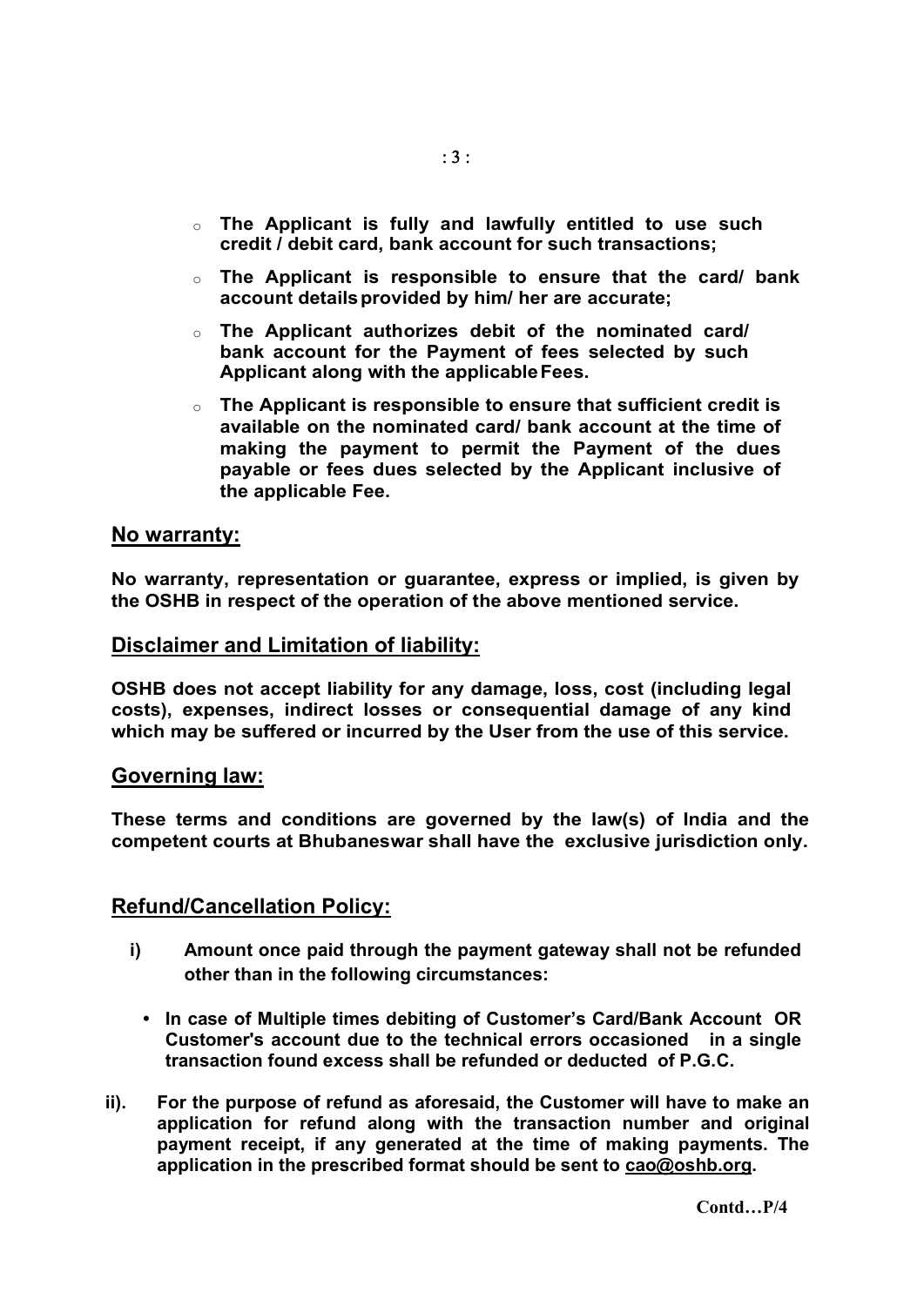- **The Applicant is fully and lawfully entitled to use such credit / debit card, bank account for such transactions;**
- **The Applicant is responsible to ensure that the card/ bank account details provided by him/ her are accurate;**
- **The Applicant authorizes debit of the nominated card/ bank account for the Payment of fees selected by such Applicant along with the applicable Fees.**
- **The Applicant is responsible to ensure that sufficient credit is available on the nominated card/ bank account at the time of making the payment to permit the Payment of the dues payable or fees dues selected by the Applicant inclusive of the applicable Fee.**

## No warranty:

**No warranty, representation or guarantee, express or implied, is given by the OSHB in respect of the operation of the above mentioned service.**

## Disclaimer and Limitation of liability:

**OSHB does not accept liability for any damage, loss, cost (including legal costs), expenses, indirect losses or consequential damage of any kind which may be suffered or incurred by the User from the use of this service.**

## Governing law:

**These terms and conditions are governed by the law(s) of India and the competent courts at Bhubaneswar shall have the exclusive jurisdiction only.**

## Refund/Cancellation Policy:

**i) Amount once paid through the payment gateway shall not be refunded other than in the following circumstances:**

- **In case of Multiple times debiting of Customer's Card/Bank Account OR Customer's account due to the technical errors occasioned in a single transaction found excess shall be refunded or deducted of P.G.C.**

**ii). For the purpose of refund as aforesaid, the Customer will have to make an application for refund along with the transaction number and original payment receipt, if any generated at the time of making payments. The application in the prescribed format should be sent to cao@oshb.org.**

**Contd…P/4**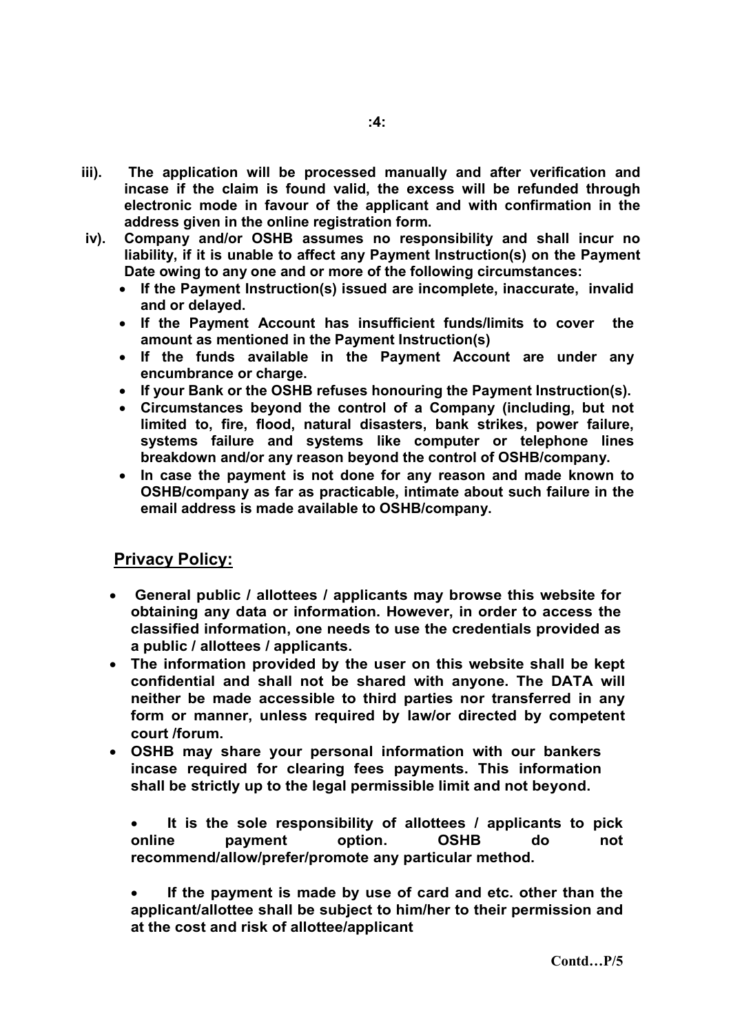**iii). The application will be processed manually and after verification and incase if the claim is found valid, the excess will be refunded through electronic mode in favour of the applicant and with confirmation in the address given in the online registration form.**

**iv). Company and/or OSHB assumes no responsibility and shall incur no liability, if it is unable to affect any Payment Instruction(s) on the Payment Date owing to any one and or more of the following circumstances:**

- **If the Payment Instruction(s) issued are incomplete, inaccurate, invalid and or delayed.**
- **If the Payment Account has insufficient funds/limits to cover the amount as mentioned in the Payment Instruction(s)**
- **If the funds available in the Payment Account are under any encumbrance or charge.**
- **If your Bank or the OSHB refuses honouring the Payment Instruction(s).**
- **Circumstances beyond the control of a Company (including, but not limited to, fire, flood, natural disasters, bank strikes, power failure, systems failure and systems like computer or telephone lines breakdown and/or any reason beyond the control of OSHB/company.**
- **In case the payment is not done for any reason and made known to OSHB/company as far as practicable, intimate about such failure in the email address is made available to OSHB/company.**

## Privacy Policy:

- **General public / allottees / applicants may browse this website for obtaining any data or information. However, in order to access the classified information, one needs to use the credentials provided as a public / allottees / applicants.**
- **The information provided by the user on this website shall be kept confidential and shall not be shared with anyone. The DATA will neither be made accessible to third parties nor transferred in any form or manner, unless required by law/or directed by competent court /forum.**
- **OSHB may share your personal information with our bankers incase required for clearing fees payments. This information shall be strictly up to the legal permissible limit and not beyond.**
- **It is the sole responsibility of allottees / applicants to pick online payment option. OSHB do not recommend/allow/prefer/promote any particular method.**
- **If the payment is made by use of card and etc. other than the applicant/allottee shall be subject to him/her to their permission and at the cost and risk of allottee/applicant**

**Contd…P/5**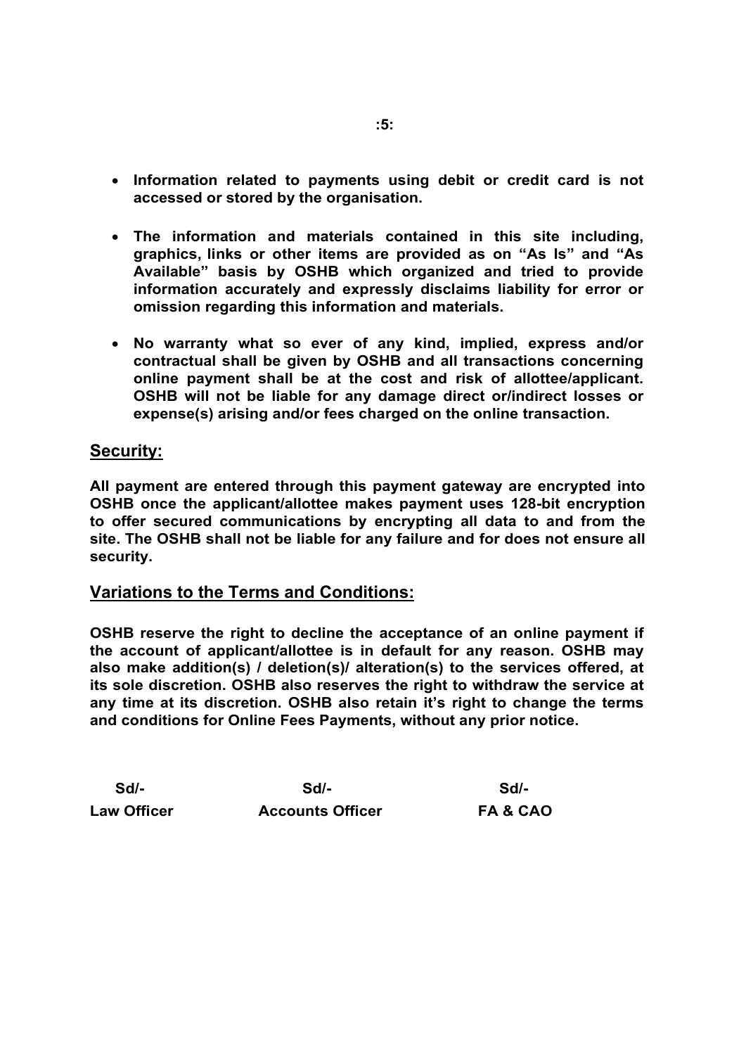- **Information related to payments using debit or credit card is not accessed or stored by the organisation.**

- **The information and materials contained in this site including, graphics, links or other items are provided as on "As Is" and "As Available" basis by OSHB which organized and tried to provide information accurately and expressly disclaims liability for error or omission regarding this information and materials.**

- **No warranty what so ever of any kind, implied, express and/or contractual shall be given by OSHB and all transactions concerning online payment shall be at the cost and risk of allottee/applicant. OSHB will not be liable for any damage direct or/indirect losses or expense(s) arising and/or fees charged on the online transaction.**

## Security:

**All payment are entered through this payment gateway are encrypted into OSHB once the applicant/allottee makes payment uses 128-bit encryption to offer secured communications by encrypting all data to and from the site. The OSHB shall not be liable for any failure and for does not ensure all security.**

## Variations to the Terms and Conditions:

**OSHB reserve the right to decline the acceptance of an online payment if the account of applicant/allottee is in default for any reason. OSHB may also make addition(s) / deletion(s)/ alteration(s) to the services offered, at its sole discretion. OSHB also reserves the right to withdraw the service at any time at its discretion. OSHB also retain it's right to change the terms and conditions for Online Fees Payments, without any prior notice.**

| | | |
|---|---|---|
| **Sd/-** | **Sd/-** | **Sd/-** |
| **Law Officer** | **Accounts Officer** | **FA & CAO** |